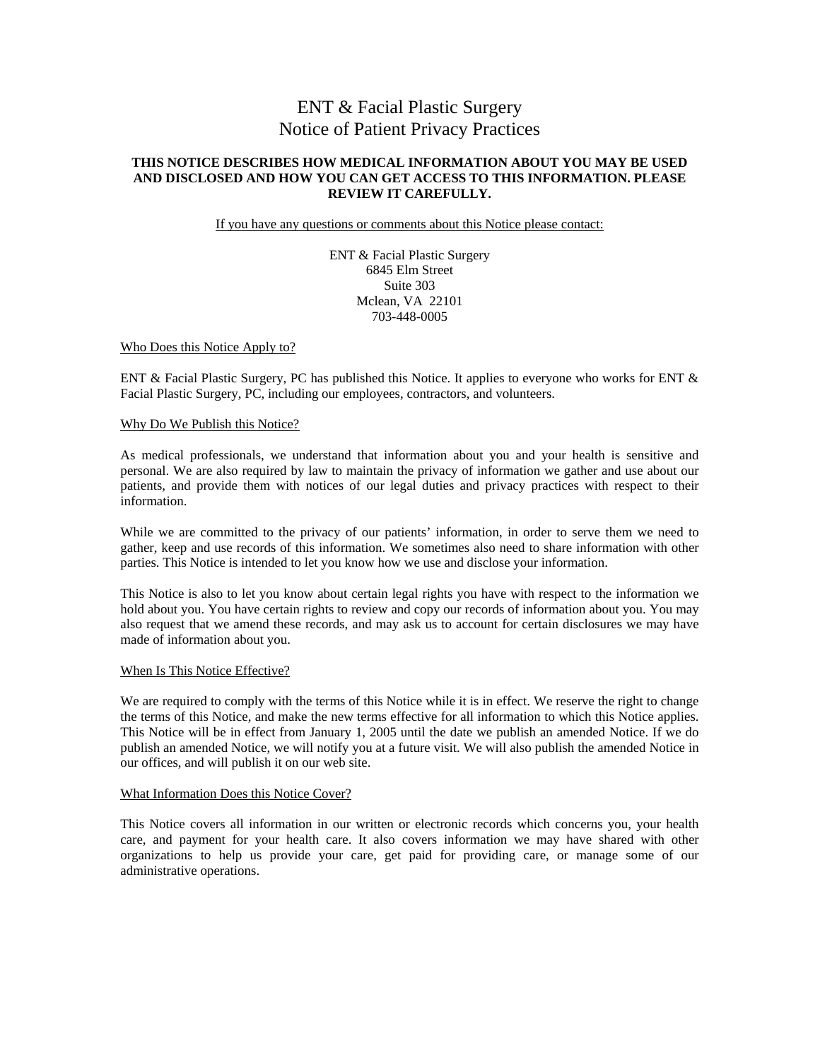# ENT & Facial Plastic Surgery
# Notice of Patient Privacy Practices

**THIS NOTICE DESCRIBES HOW MEDICAL INFORMATION ABOUT YOU MAY BE USED AND DISCLOSED AND HOW YOU CAN GET ACCESS TO THIS INFORMATION. PLEASE REVIEW IT CAREFULLY.**

If you have any questions or comments about this Notice please contact:

ENT & Facial Plastic Surgery
6845 Elm Street
Suite 303
Mclean, VA 22101
703-448-0005

## Who Does this Notice Apply to?

ENT & Facial Plastic Surgery, PC has published this Notice. It applies to everyone who works for ENT & Facial Plastic Surgery, PC, including our employees, contractors, and volunteers.

## Why Do We Publish this Notice?

As medical professionals, we understand that information about you and your health is sensitive and personal. We are also required by law to maintain the privacy of information we gather and use about our patients, and provide them with notices of our legal duties and privacy practices with respect to their information.

While we are committed to the privacy of our patients' information, in order to serve them we need to gather, keep and use records of this information. We sometimes also need to share information with other parties. This Notice is intended to let you know how we use and disclose your information.

This Notice is also to let you know about certain legal rights you have with respect to the information we hold about you. You have certain rights to review and copy our records of information about you. You may also request that we amend these records, and may ask us to account for certain disclosures we may have made of information about you.

## When Is This Notice Effective?

We are required to comply with the terms of this Notice while it is in effect. We reserve the right to change the terms of this Notice, and make the new terms effective for all information to which this Notice applies. This Notice will be in effect from January 1, 2005 until the date we publish an amended Notice. If we do publish an amended Notice, we will notify you at a future visit. We will also publish the amended Notice in our offices, and will publish it on our web site.

## What Information Does this Notice Cover?

This Notice covers all information in our written or electronic records which concerns you, your health care, and payment for your health care. It also covers information we may have shared with other organizations to help us provide your care, get paid for providing care, or manage some of our administrative operations.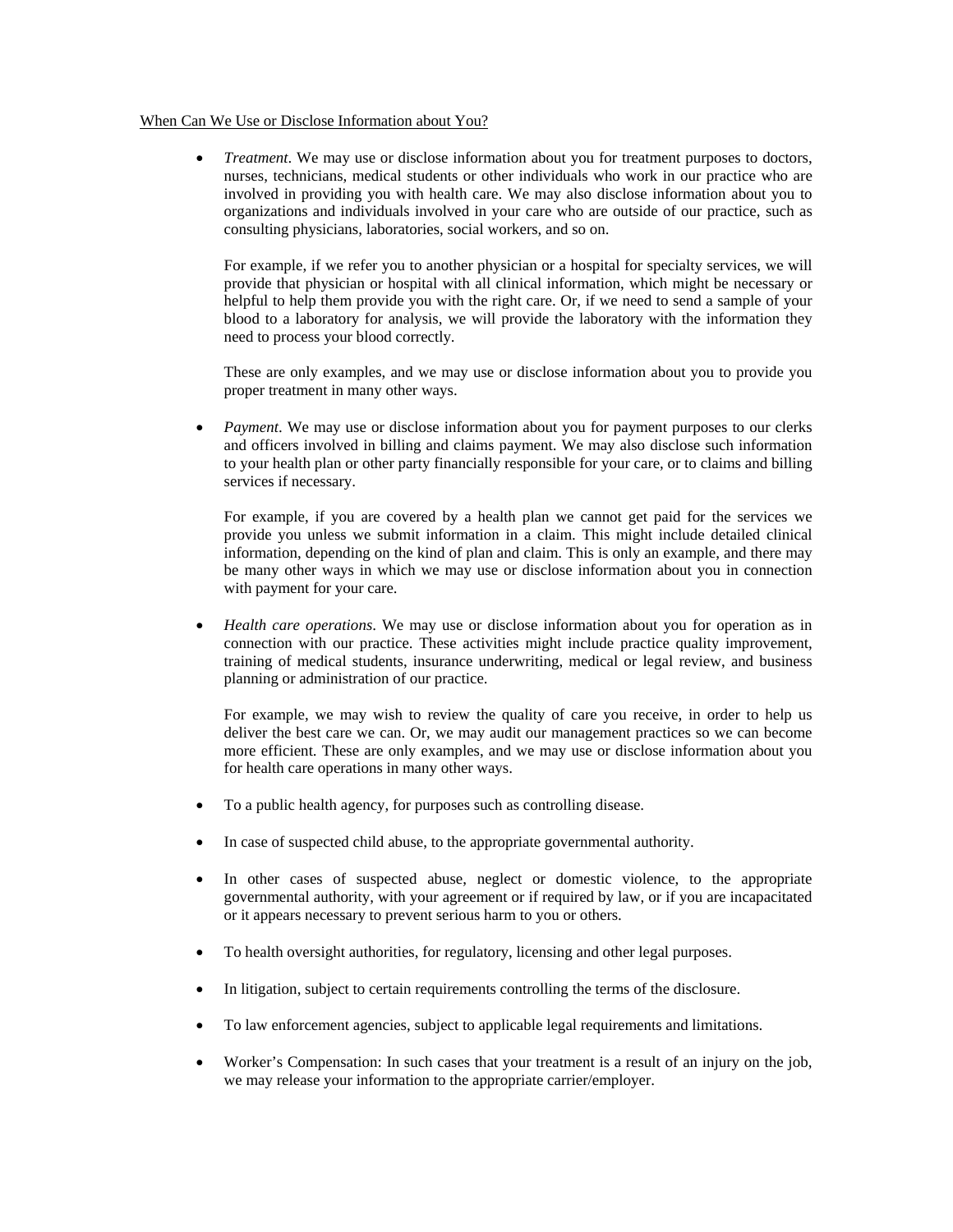When Can We Use or Disclose Information about You?

- *Treatment*. We may use or disclose information about you for treatment purposes to doctors, nurses, technicians, medical students or other individuals who work in our practice who are involved in providing you with health care. We may also disclose information about you to organizations and individuals involved in your care who are outside of our practice, such as consulting physicians, laboratories, social workers, and so on.

  For example, if we refer you to another physician or a hospital for specialty services, we will provide that physician or hospital with all clinical information, which might be necessary or helpful to help them provide you with the right care. Or, if we need to send a sample of your blood to a laboratory for analysis, we will provide the laboratory with the information they need to process your blood correctly.

  These are only examples, and we may use or disclose information about you to provide you proper treatment in many other ways.

- *Payment*. We may use or disclose information about you for payment purposes to our clerks and officers involved in billing and claims payment. We may also disclose such information to your health plan or other party financially responsible for your care, or to claims and billing services if necessary.

  For example, if you are covered by a health plan we cannot get paid for the services we provide you unless we submit information in a claim. This might include detailed clinical information, depending on the kind of plan and claim. This is only an example, and there may be many other ways in which we may use or disclose information about you in connection with payment for your care.

- *Health care operations*. We may use or disclose information about you for operation as in connection with our practice. These activities might include practice quality improvement, training of medical students, insurance underwriting, medical or legal review, and business planning or administration of our practice.

  For example, we may wish to review the quality of care you receive, in order to help us deliver the best care we can. Or, we may audit our management practices so we can become more efficient. These are only examples, and we may use or disclose information about you for health care operations in many other ways.

- To a public health agency, for purposes such as controlling disease.

- In case of suspected child abuse, to the appropriate governmental authority.

- In other cases of suspected abuse, neglect or domestic violence, to the appropriate governmental authority, with your agreement or if required by law, or if you are incapacitated or it appears necessary to prevent serious harm to you or others.

- To health oversight authorities, for regulatory, licensing and other legal purposes.

- In litigation, subject to certain requirements controlling the terms of the disclosure.

- To law enforcement agencies, subject to applicable legal requirements and limitations.

- Worker's Compensation: In such cases that your treatment is a result of an injury on the job, we may release your information to the appropriate carrier/employer.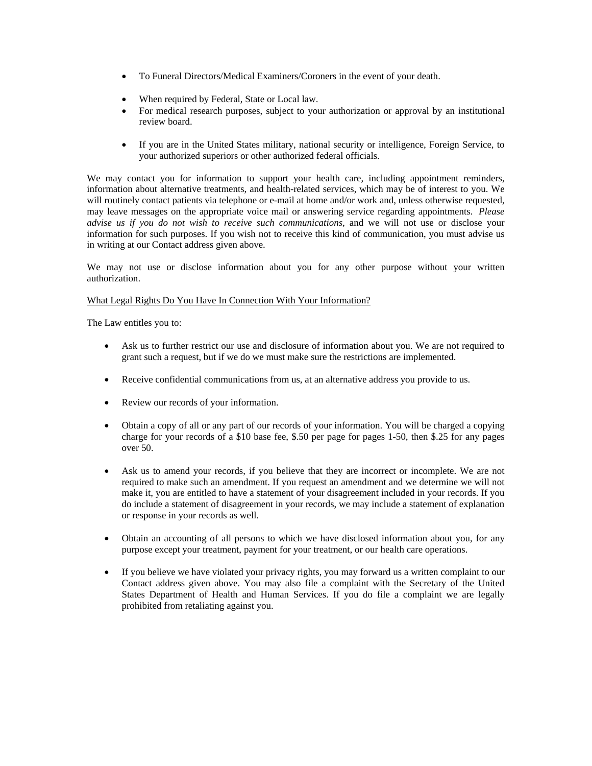- To Funeral Directors/Medical Examiners/Coroners in the event of your death.

- When required by Federal, State or Local law.
- For medical research purposes, subject to your authorization or approval by an institutional review board.

- If you are in the United States military, national security or intelligence, Foreign Service, to your authorized superiors or other authorized federal officials.

We may contact you for information to support your health care, including appointment reminders, information about alternative treatments, and health-related services, which may be of interest to you. We will routinely contact patients via telephone or e-mail at home and/or work and, unless otherwise requested, may leave messages on the appropriate voice mail or answering service regarding appointments. *Please advise us if you do not wish to receive such communications*, and we will not use or disclose your information for such purposes. If you wish not to receive this kind of communication, you must advise us in writing at our Contact address given above.

We may not use or disclose information about you for any other purpose without your written authorization.

<u>What Legal Rights Do You Have In Connection With Your Information?</u>

The Law entitles you to:

- Ask us to further restrict our use and disclosure of information about you. We are not required to grant such a request, but if we do we must make sure the restrictions are implemented.

- Receive confidential communications from us, at an alternative address you provide to us.

- Review our records of your information.

- Obtain a copy of all or any part of our records of your information. You will be charged a copying charge for your records of a $10 base fee, $.50 per page for pages 1-50, then $.25 for any pages over 50.

- Ask us to amend your records, if you believe that they are incorrect or incomplete. We are not required to make such an amendment. If you request an amendment and we determine we will not make it, you are entitled to have a statement of your disagreement included in your records. If you do include a statement of disagreement in your records, we may include a statement of explanation or response in your records as well.

- Obtain an accounting of all persons to which we have disclosed information about you, for any purpose except your treatment, payment for your treatment, or our health care operations.

- If you believe we have violated your privacy rights, you may forward us a written complaint to our Contact address given above. You may also file a complaint with the Secretary of the United States Department of Health and Human Services. If you do file a complaint we are legally prohibited from retaliating against you.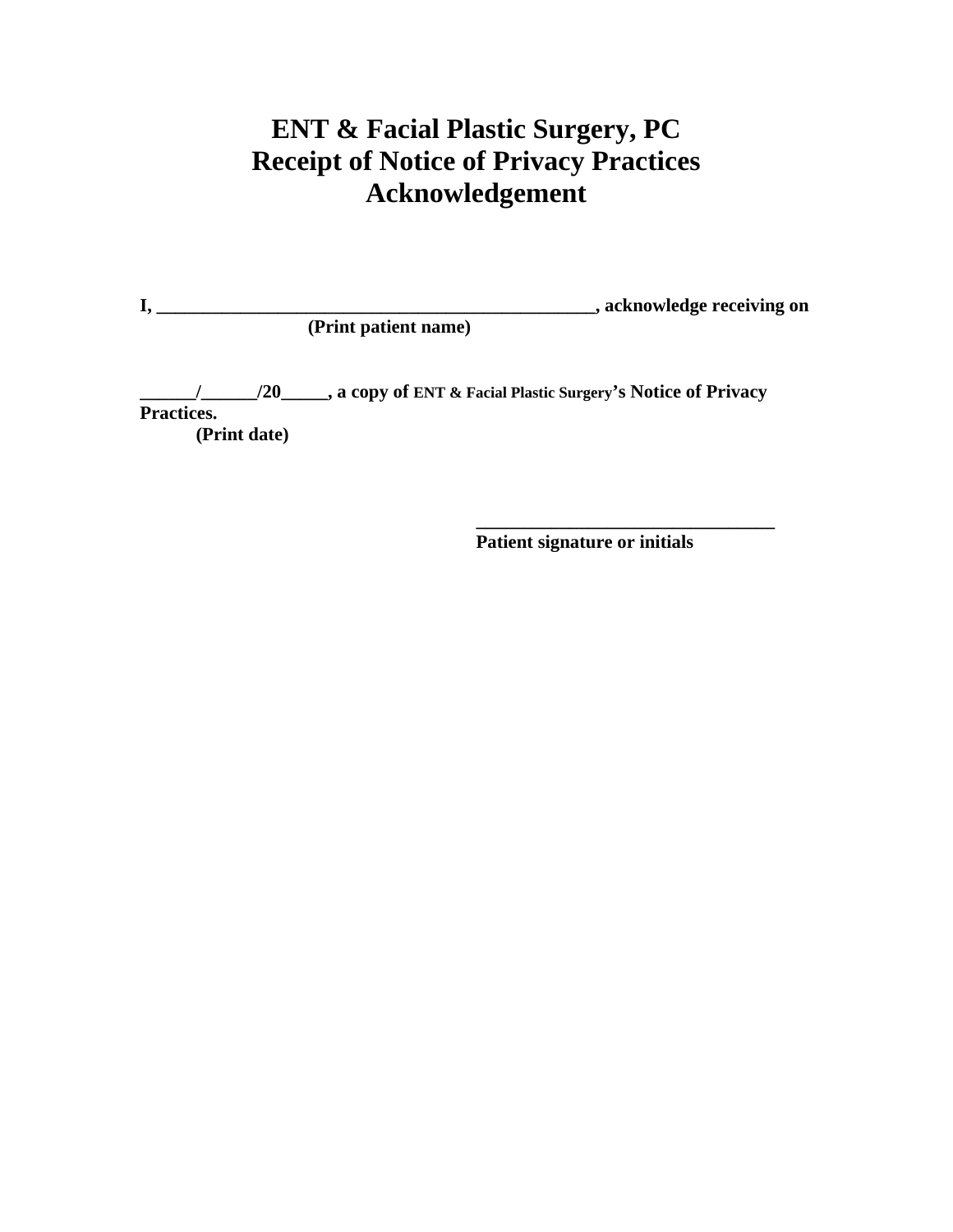# ENT & Facial Plastic Surgery, PC
# Receipt of Notice of Privacy Practices
# Acknowledgement

**I, _______________________________________________, acknowledge receiving on**
**(Print patient name)**

**______/______/20_____, a copy of ENT & Facial Plastic Surgery's Notice of Privacy Practices.**
**(Print date)**

**_________________________________**
**Patient signature or initials**